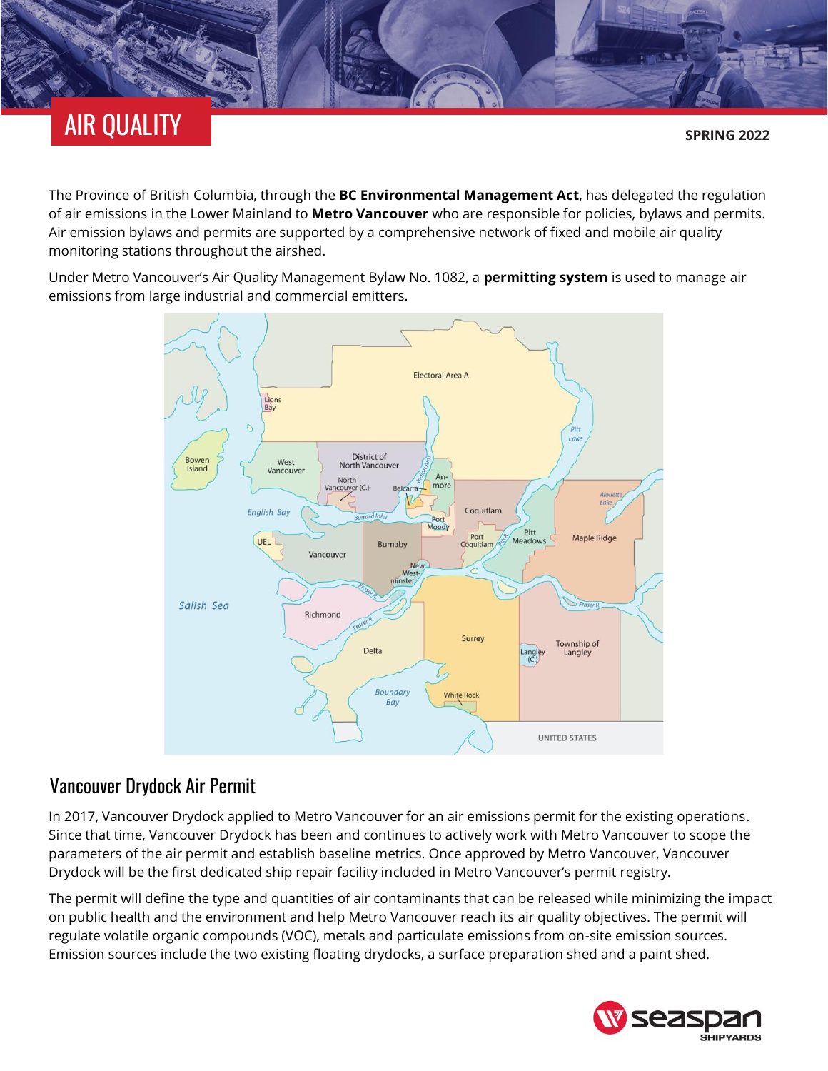# AIR QUALITY

**SPRING 2022**

The Province of British Columbia, through the **BC Environmental Management Act**, has delegated the regulation of air emissions in the Lower Mainland to **Metro Vancouver** who are responsible for policies, bylaws and permits. Air emission bylaws and permits are supported by a comprehensive network of fixed and mobile air quality monitoring stations throughout the airshed.

Under Metro Vancouver's Air Quality Management Bylaw No. 1082, a **permitting system** is used to manage air emissions from large industrial and commercial emitters.

## Vancouver Drydock Air Permit

In 2017, Vancouver Drydock applied to Metro Vancouver for an air emissions permit for the existing operations. Since that time, Vancouver Drydock has been and continues to actively work with Metro Vancouver to scope the parameters of the air permit and establish baseline metrics. Once approved by Metro Vancouver, Vancouver Drydock will be the first dedicated ship repair facility included in Metro Vancouver's permit registry.

The permit will define the type and quantities of air contaminants that can be released while minimizing the impact on public health and the environment and help Metro Vancouver reach its air quality objectives. The permit will regulate volatile organic compounds (VOC), metals and particulate emissions from on-site emission sources. Emission sources include the two existing floating drydocks, a surface preparation shed and a paint shed.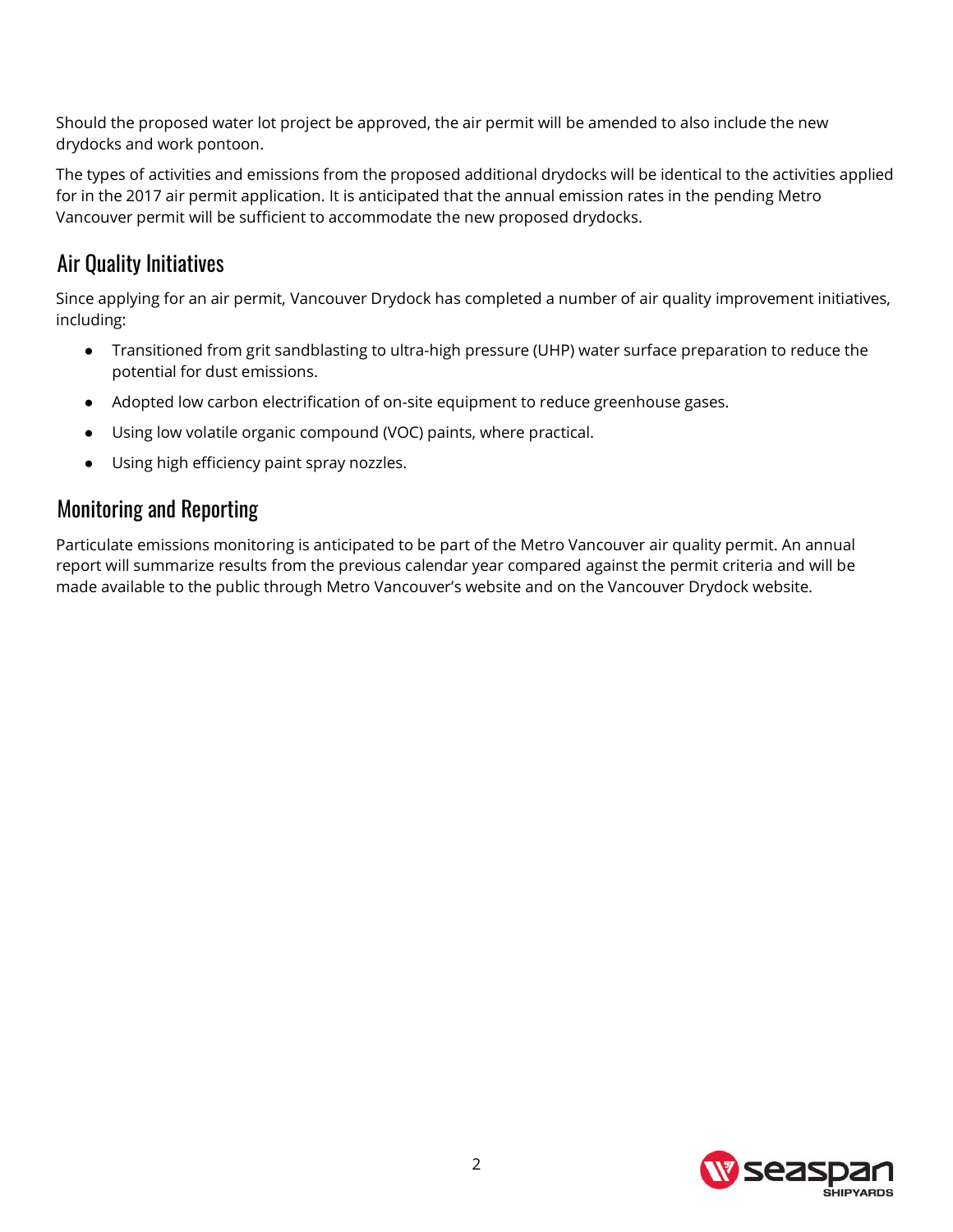Should the proposed water lot project be approved, the air permit will be amended to also include the new drydocks and work pontoon.

The types of activities and emissions from the proposed additional drydocks will be identical to the activities applied for in the 2017 air permit application. It is anticipated that the annual emission rates in the pending Metro Vancouver permit will be sufficient to accommodate the new proposed drydocks.

## Air Quality Initiatives

Since applying for an air permit, Vancouver Drydock has completed a number of air quality improvement initiatives, including:

- Transitioned from grit sandblasting to ultra-high pressure (UHP) water surface preparation to reduce the potential for dust emissions.
- Adopted low carbon electrification of on-site equipment to reduce greenhouse gases.
- Using low volatile organic compound (VOC) paints, where practical.
- Using high efficiency paint spray nozzles.

## Monitoring and Reporting

Particulate emissions monitoring is anticipated to be part of the Metro Vancouver air quality permit. An annual report will summarize results from the previous calendar year compared against the permit criteria and will be made available to the public through Metro Vancouver's website and on the Vancouver Drydock website.